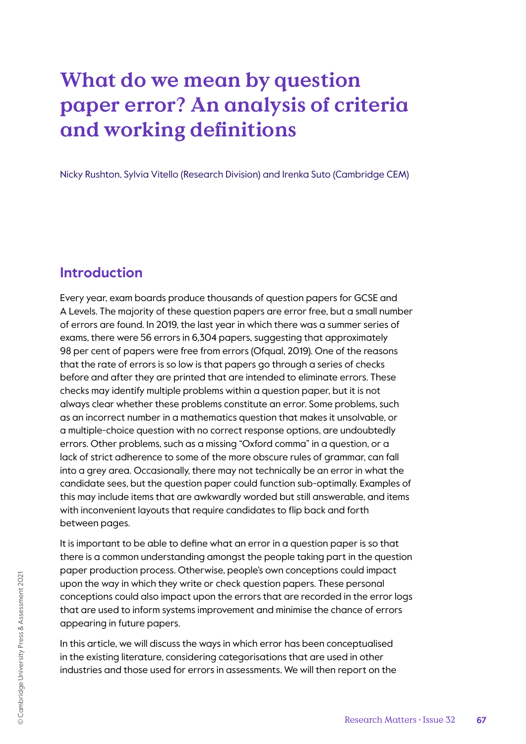# What do we mean by question paper error? An analysis of criteria and working definitions

Nicky Rushton, Sylvia Vitello (Research Division) and Irenka Suto (Cambridge CEM)

## Introduction

Every year, exam boards produce thousands of question papers for GCSE and A Levels. The majority of these question papers are error free, but a small number of errors are found. In 2019, the last year in which there was a summer series of exams, there were 56 errors in 6,304 papers, suggesting that approximately 98 per cent of papers were free from errors (Ofqual, 2019). One of the reasons that the rate of errors is so low is that papers go through a series of checks before and after they are printed that are intended to eliminate errors. These checks may identify multiple problems within a question paper, but it is not always clear whether these problems constitute an error. Some problems, such as an incorrect number in a mathematics question that makes it unsolvable, or a multiple-choice question with no correct response options, are undoubtedly errors. Other problems, such as a missing "Oxford comma" in a question, or a lack of strict adherence to some of the more obscure rules of grammar, can fall into a grey area. Occasionally, there may not technically be an error in what the candidate sees, but the question paper could function sub-optimally. Examples of this may include items that are awkwardly worded but still answerable, and items with inconvenient layouts that require candidates to flip back and forth between pages.

It is important to be able to define what an error in a question paper is so that there is a common understanding amongst the people taking part in the question paper production process. Otherwise, people's own conceptions could impact upon the way in which they write or check question papers. These personal conceptions could also impact upon the errors that are recorded in the error logs that are used to inform systems improvement and minimise the chance of errors appearing in future papers.

In this article, we will discuss the ways in which error has been conceptualised in the existing literature, considering categorisations that are used in other industries and those used for errors in assessments. We will then report on the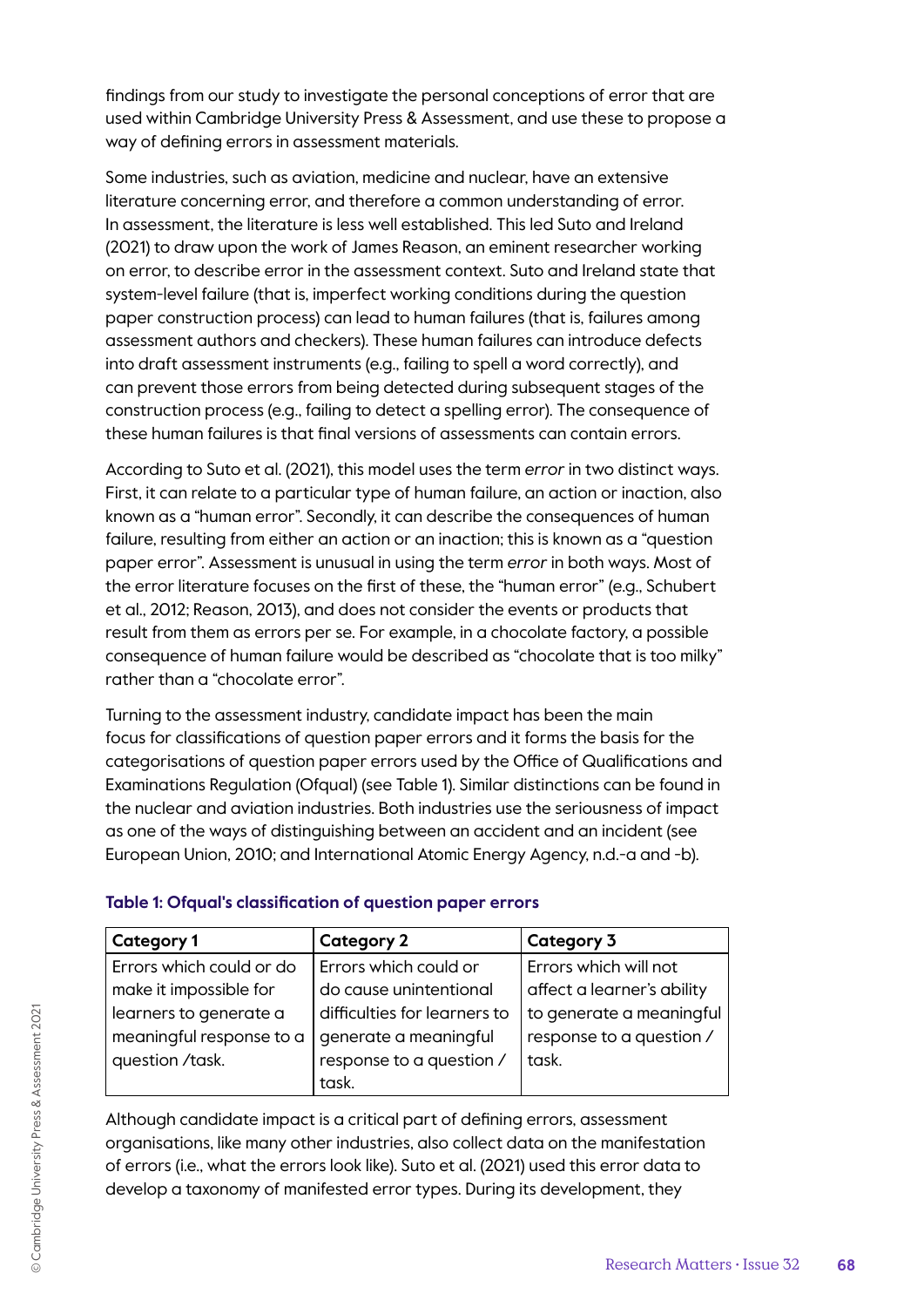findings from our study to investigate the personal conceptions of error that are used within Cambridge University Press & Assessment, and use these to propose a way of defining errors in assessment materials.

Some industries, such as aviation, medicine and nuclear, have an extensive literature concerning error, and therefore a common understanding of error. In assessment, the literature is less well established. This led Suto and Ireland (2021) to draw upon the work of James Reason, an eminent researcher working on error, to describe error in the assessment context. Suto and Ireland state that system-level failure (that is, imperfect working conditions during the question paper construction process) can lead to human failures (that is, failures among assessment authors and checkers). These human failures can introduce defects into draft assessment instruments (e.g., failing to spell a word correctly), and can prevent those errors from being detected during subsequent stages of the construction process (e.g., failing to detect a spelling error). The consequence of these human failures is that final versions of assessments can contain errors.

According to Suto et al. (2021), this model uses the term *error* in two distinct ways. First, it can relate to a particular type of human failure, an action or inaction, also known as a "human error". Secondly, it can describe the consequences of human failure, resulting from either an action or an inaction; this is known as a "question paper error". Assessment is unusual in using the term *error* in both ways. Most of the error literature focuses on the first of these, the "human error" (e.g., Schubert et al., 2012; Reason, 2013), and does not consider the events or products that result from them as errors per se. For example, in a chocolate factory, a possible consequence of human failure would be described as "chocolate that is too milky" rather than a "chocolate error".

Turning to the assessment industry, candidate impact has been the main focus for classifications of question paper errors and it forms the basis for the categorisations of question paper errors used by the Office of Qualifications and Examinations Regulation (Ofqual) (see Table 1). Similar distinctions can be found in the nuclear and aviation industries. Both industries use the seriousness of impact as one of the ways of distinguishing between an accident and an incident (see European Union, 2010; and International Atomic Energy Agency, n.d.-a and -b).

**Table 1: Ofqual's classification of question paper errors**

| Category 1 | Category 2 | Category 3 |
|---|---|---|
| Errors which could or do make it impossible for learners to generate a meaningful response to a question /task. | Errors which could or do cause unintentional difficulties for learners to generate a meaningful response to a question / task. | Errors which will not affect a learner's ability to generate a meaningful response to a question / task. |

Although candidate impact is a critical part of defining errors, assessment organisations, like many other industries, also collect data on the manifestation of errors (i.e., what the errors look like). Suto et al. (2021) used this error data to develop a taxonomy of manifested error types. During its development, they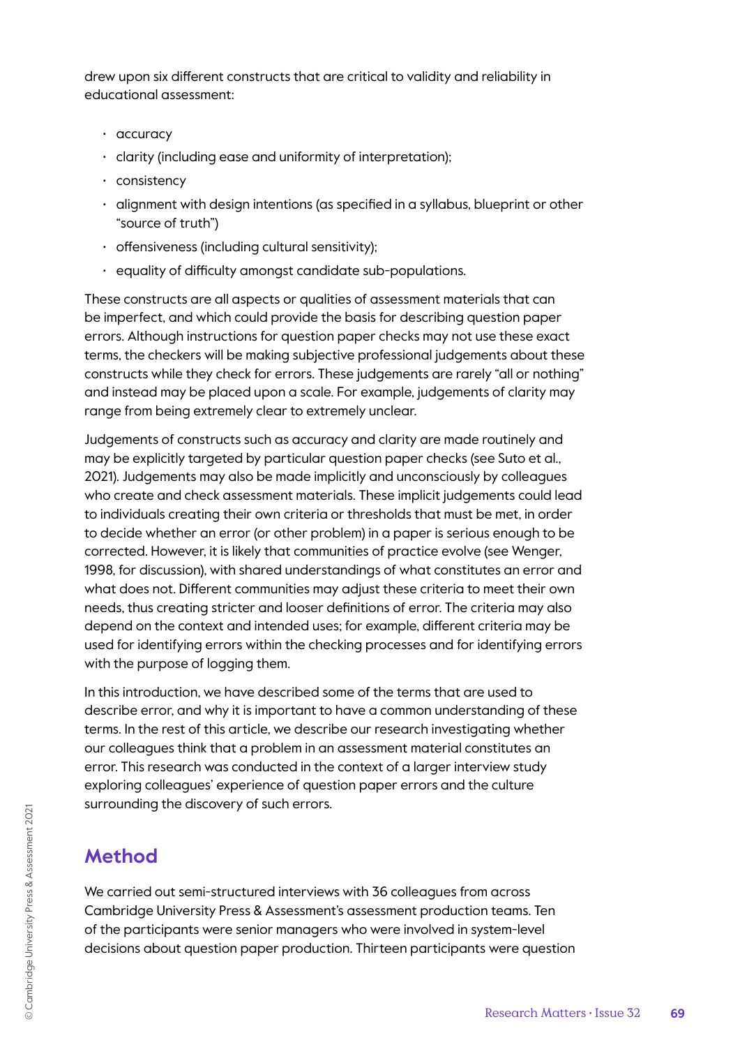drew upon six different constructs that are critical to validity and reliability in educational assessment:

- accuracy
- clarity (including ease and uniformity of interpretation);
- consistency
- alignment with design intentions (as specified in a syllabus, blueprint or other "source of truth")
- offensiveness (including cultural sensitivity);
- equality of difficulty amongst candidate sub-populations.

These constructs are all aspects or qualities of assessment materials that can be imperfect, and which could provide the basis for describing question paper errors. Although instructions for question paper checks may not use these exact terms, the checkers will be making subjective professional judgements about these constructs while they check for errors. These judgements are rarely "all or nothing" and instead may be placed upon a scale. For example, judgements of clarity may range from being extremely clear to extremely unclear.

Judgements of constructs such as accuracy and clarity are made routinely and may be explicitly targeted by particular question paper checks (see Suto et al., 2021). Judgements may also be made implicitly and unconsciously by colleagues who create and check assessment materials. These implicit judgements could lead to individuals creating their own criteria or thresholds that must be met, in order to decide whether an error (or other problem) in a paper is serious enough to be corrected. However, it is likely that communities of practice evolve (see Wenger, 1998, for discussion), with shared understandings of what constitutes an error and what does not. Different communities may adjust these criteria to meet their own needs, thus creating stricter and looser definitions of error. The criteria may also depend on the context and intended uses; for example, different criteria may be used for identifying errors within the checking processes and for identifying errors with the purpose of logging them.

In this introduction, we have described some of the terms that are used to describe error, and why it is important to have a common understanding of these terms. In the rest of this article, we describe our research investigating whether our colleagues think that a problem in an assessment material constitutes an error. This research was conducted in the context of a larger interview study exploring colleagues' experience of question paper errors and the culture surrounding the discovery of such errors.

## Method

We carried out semi-structured interviews with 36 colleagues from across Cambridge University Press & Assessment's assessment production teams. Ten of the participants were senior managers who were involved in system-level decisions about question paper production. Thirteen participants were question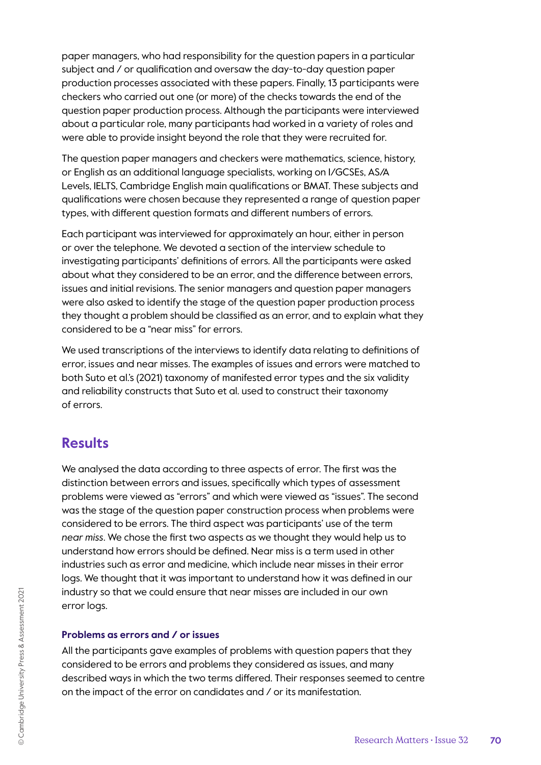paper managers, who had responsibility for the question papers in a particular subject and / or qualification and oversaw the day-to-day question paper production processes associated with these papers. Finally, 13 participants were checkers who carried out one (or more) of the checks towards the end of the question paper production process. Although the participants were interviewed about a particular role, many participants had worked in a variety of roles and were able to provide insight beyond the role that they were recruited for.

The question paper managers and checkers were mathematics, science, history, or English as an additional language specialists, working on I/GCSEs, AS/A Levels, IELTS, Cambridge English main qualifications or BMAT. These subjects and qualifications were chosen because they represented a range of question paper types, with different question formats and different numbers of errors.

Each participant was interviewed for approximately an hour, either in person or over the telephone. We devoted a section of the interview schedule to investigating participants' definitions of errors. All the participants were asked about what they considered to be an error, and the difference between errors, issues and initial revisions. The senior managers and question paper managers were also asked to identify the stage of the question paper production process they thought a problem should be classified as an error, and to explain what they considered to be a "near miss" for errors.

We used transcriptions of the interviews to identify data relating to definitions of error, issues and near misses. The examples of issues and errors were matched to both Suto et al.'s (2021) taxonomy of manifested error types and the six validity and reliability constructs that Suto et al. used to construct their taxonomy of errors.

## Results

We analysed the data according to three aspects of error. The first was the distinction between errors and issues, specifically which types of assessment problems were viewed as "errors" and which were viewed as "issues". The second was the stage of the question paper construction process when problems were considered to be errors. The third aspect was participants' use of the term *near miss*. We chose the first two aspects as we thought they would help us to understand how errors should be defined. Near miss is a term used in other industries such as error and medicine, which include near misses in their error logs. We thought that it was important to understand how it was defined in our industry so that we could ensure that near misses are included in our own error logs.

### Problems as errors and / or issues

All the participants gave examples of problems with question papers that they considered to be errors and problems they considered as issues, and many described ways in which the two terms differed. Their responses seemed to centre on the impact of the error on candidates and / or its manifestation.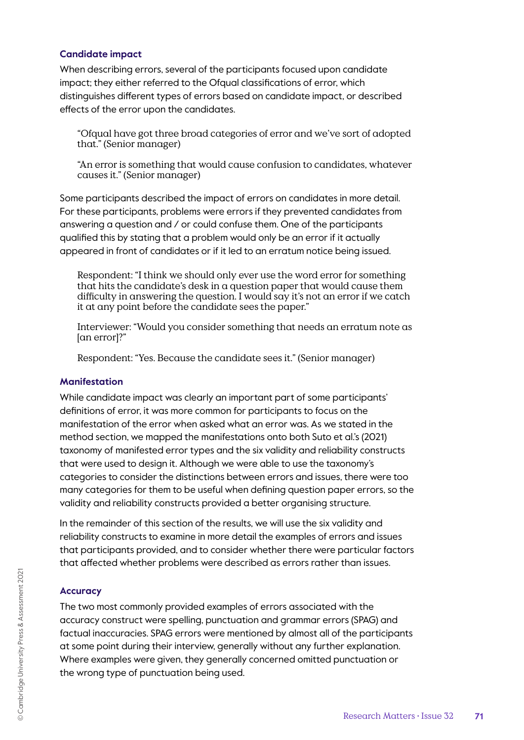### Candidate impact

When describing errors, several of the participants focused upon candidate impact; they either referred to the Ofqual classifications of error, which distinguishes different types of errors based on candidate impact, or described effects of the error upon the candidates.

> "Ofqual have got three broad categories of error and we've sort of adopted that." (Senior manager)

> "An error is something that would cause confusion to candidates, whatever causes it." (Senior manager)

Some participants described the impact of errors on candidates in more detail. For these participants, problems were errors if they prevented candidates from answering a question and / or could confuse them. One of the participants qualified this by stating that a problem would only be an error if it actually appeared in front of candidates or if it led to an erratum notice being issued.

> Respondent: "I think we should only ever use the word error for something that hits the candidate's desk in a question paper that would cause them difficulty in answering the question. I would say it's not an error if we catch it at any point before the candidate sees the paper."
>
> Interviewer: "Would you consider something that needs an erratum note as [an error]?"
>
> Respondent: "Yes. Because the candidate sees it." (Senior manager)

### Manifestation

While candidate impact was clearly an important part of some participants' definitions of error, it was more common for participants to focus on the manifestation of the error when asked what an error was. As we stated in the method section, we mapped the manifestations onto both Suto et al.'s (2021) taxonomy of manifested error types and the six validity and reliability constructs that were used to design it. Although we were able to use the taxonomy's categories to consider the distinctions between errors and issues, there were too many categories for them to be useful when defining question paper errors, so the validity and reliability constructs provided a better organising structure.

In the remainder of this section of the results, we will use the six validity and reliability constructs to examine in more detail the examples of errors and issues that participants provided, and to consider whether there were particular factors that affected whether problems were described as errors rather than issues.

### Accuracy

The two most commonly provided examples of errors associated with the accuracy construct were spelling, punctuation and grammar errors (SPAG) and factual inaccuracies. SPAG errors were mentioned by almost all of the participants at some point during their interview, generally without any further explanation. Where examples were given, they generally concerned omitted punctuation or the wrong type of punctuation being used.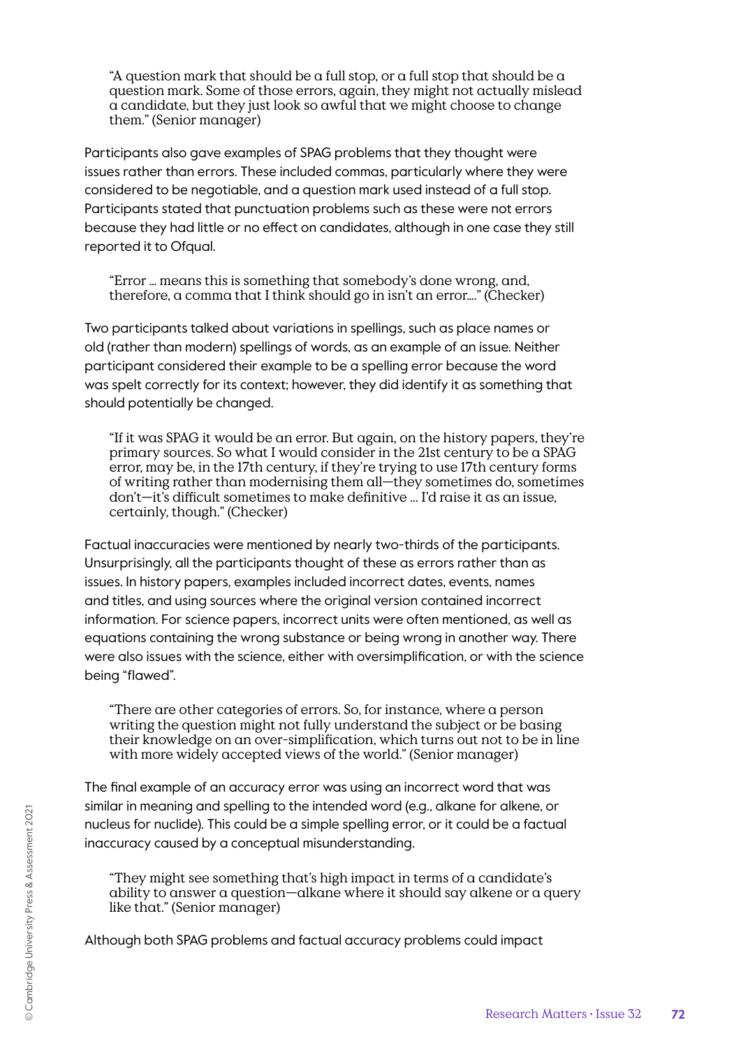> "A question mark that should be a full stop, or a full stop that should be a question mark. Some of those errors, again, they might not actually mislead a candidate, but they just look so awful that we might choose to change them." (Senior manager)

Participants also gave examples of SPAG problems that they thought were issues rather than errors. These included commas, particularly where they were considered to be negotiable, and a question mark used instead of a full stop. Participants stated that punctuation problems such as these were not errors because they had little or no effect on candidates, although in one case they still reported it to Ofqual.

> "Error … means this is something that somebody's done wrong, and, therefore, a comma that I think should go in isn't an error…." (Checker)

Two participants talked about variations in spellings, such as place names or old (rather than modern) spellings of words, as an example of an issue. Neither participant considered their example to be a spelling error because the word was spelt correctly for its context; however, they did identify it as something that should potentially be changed.

> "If it was SPAG it would be an error. But again, on the history papers, they're primary sources. So what I would consider in the 21st century to be a SPAG error, may be, in the 17th century, if they're trying to use 17th century forms of writing rather than modernising them all—they sometimes do, sometimes don't—it's difficult sometimes to make definitive … I'd raise it as an issue, certainly, though." (Checker)

Factual inaccuracies were mentioned by nearly two-thirds of the participants. Unsurprisingly, all the participants thought of these as errors rather than as issues. In history papers, examples included incorrect dates, events, names and titles, and using sources where the original version contained incorrect information. For science papers, incorrect units were often mentioned, as well as equations containing the wrong substance or being wrong in another way. There were also issues with the science, either with oversimplification, or with the science being "flawed".

> "There are other categories of errors. So, for instance, where a person writing the question might not fully understand the subject or be basing their knowledge on an over-simplification, which turns out not to be in line with more widely accepted views of the world." (Senior manager)

The final example of an accuracy error was using an incorrect word that was similar in meaning and spelling to the intended word (e.g., alkane for alkene, or nucleus for nuclide). This could be a simple spelling error, or it could be a factual inaccuracy caused by a conceptual misunderstanding.

> "They might see something that's high impact in terms of a candidate's ability to answer a question—alkane where it should say alkene or a query like that." (Senior manager)

Although both SPAG problems and factual accuracy problems could impact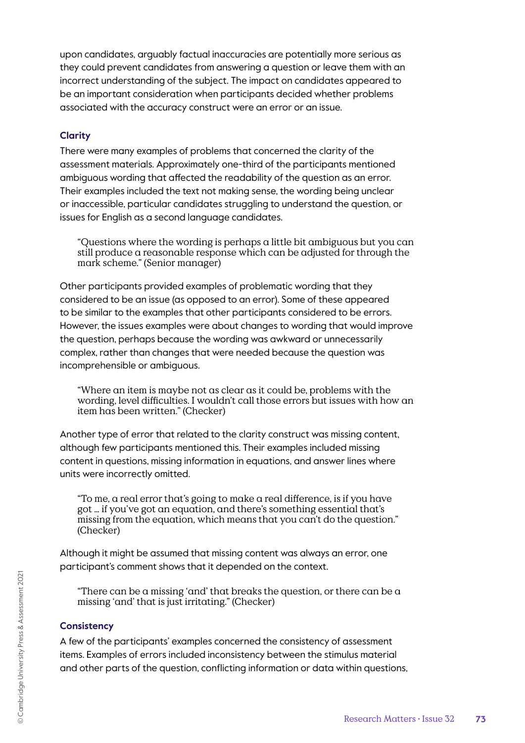upon candidates, arguably factual inaccuracies are potentially more serious as they could prevent candidates from answering a question or leave them with an incorrect understanding of the subject. The impact on candidates appeared to be an important consideration when participants decided whether problems associated with the accuracy construct were an error or an issue.

### Clarity

There were many examples of problems that concerned the clarity of the assessment materials. Approximately one-third of the participants mentioned ambiguous wording that affected the readability of the question as an error. Their examples included the text not making sense, the wording being unclear or inaccessible, particular candidates struggling to understand the question, or issues for English as a second language candidates.

> "Questions where the wording is perhaps a little bit ambiguous but you can still produce a reasonable response which can be adjusted for through the mark scheme." (Senior manager)

Other participants provided examples of problematic wording that they considered to be an issue (as opposed to an error). Some of these appeared to be similar to the examples that other participants considered to be errors. However, the issues examples were about changes to wording that would improve the question, perhaps because the wording was awkward or unnecessarily complex, rather than changes that were needed because the question was incomprehensible or ambiguous.

> "Where an item is maybe not as clear as it could be, problems with the wording, level difficulties. I wouldn't call those errors but issues with how an item has been written." (Checker)

Another type of error that related to the clarity construct was missing content, although few participants mentioned this. Their examples included missing content in questions, missing information in equations, and answer lines where units were incorrectly omitted.

> "To me, a real error that's going to make a real difference, is if you have got … if you've got an equation, and there's something essential that's missing from the equation, which means that you can't do the question." (Checker)

Although it might be assumed that missing content was always an error, one participant's comment shows that it depended on the context.

> "There can be a missing 'and' that breaks the question, or there can be a missing 'and' that is just irritating." (Checker)

### Consistency

A few of the participants' examples concerned the consistency of assessment items. Examples of errors included inconsistency between the stimulus material and other parts of the question, conflicting information or data within questions,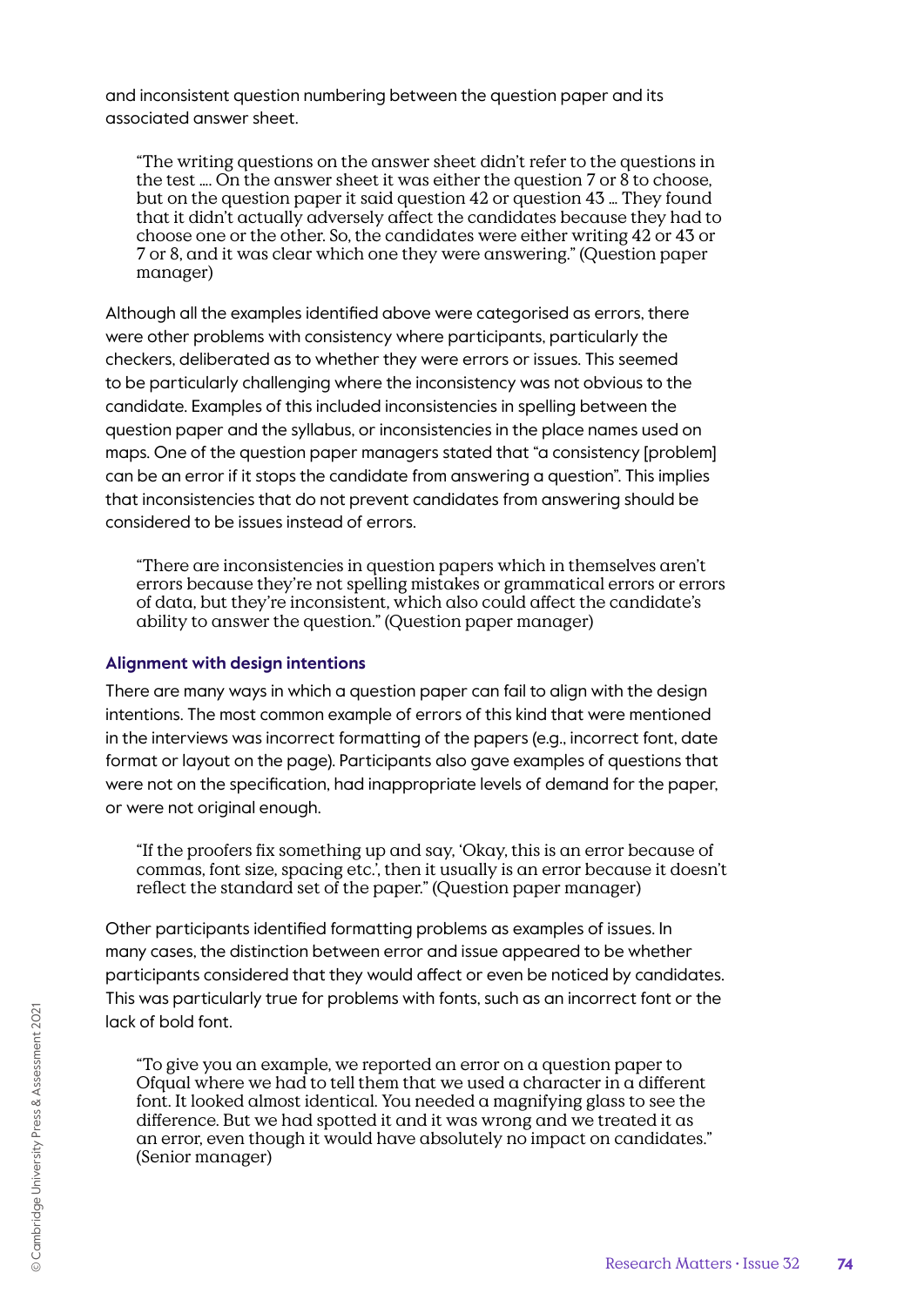and inconsistent question numbering between the question paper and its associated answer sheet.

> "The writing questions on the answer sheet didn't refer to the questions in the test .... On the answer sheet it was either the question 7 or 8 to choose, but on the question paper it said question 42 or question 43 … They found that it didn't actually adversely affect the candidates because they had to choose one or the other. So, the candidates were either writing 42 or 43 or 7 or 8, and it was clear which one they were answering." (Question paper manager)

Although all the examples identified above were categorised as errors, there were other problems with consistency where participants, particularly the checkers, deliberated as to whether they were errors or issues. This seemed to be particularly challenging where the inconsistency was not obvious to the candidate. Examples of this included inconsistencies in spelling between the question paper and the syllabus, or inconsistencies in the place names used on maps. One of the question paper managers stated that "a consistency [problem] can be an error if it stops the candidate from answering a question". This implies that inconsistencies that do not prevent candidates from answering should be considered to be issues instead of errors.

> "There are inconsistencies in question papers which in themselves aren't errors because they're not spelling mistakes or grammatical errors or errors of data, but they're inconsistent, which also could affect the candidate's ability to answer the question." (Question paper manager)

### Alignment with design intentions

There are many ways in which a question paper can fail to align with the design intentions. The most common example of errors of this kind that were mentioned in the interviews was incorrect formatting of the papers (e.g., incorrect font, date format or layout on the page). Participants also gave examples of questions that were not on the specification, had inappropriate levels of demand for the paper, or were not original enough.

> "If the proofers fix something up and say, 'Okay, this is an error because of commas, font size, spacing etc.', then it usually is an error because it doesn't reflect the standard set of the paper." (Question paper manager)

Other participants identified formatting problems as examples of issues. In many cases, the distinction between error and issue appeared to be whether participants considered that they would affect or even be noticed by candidates. This was particularly true for problems with fonts, such as an incorrect font or the lack of bold font.

> "To give you an example, we reported an error on a question paper to Ofqual where we had to tell them that we used a character in a different font. It looked almost identical. You needed a magnifying glass to see the difference. But we had spotted it and it was wrong and we treated it as an error, even though it would have absolutely no impact on candidates." (Senior manager)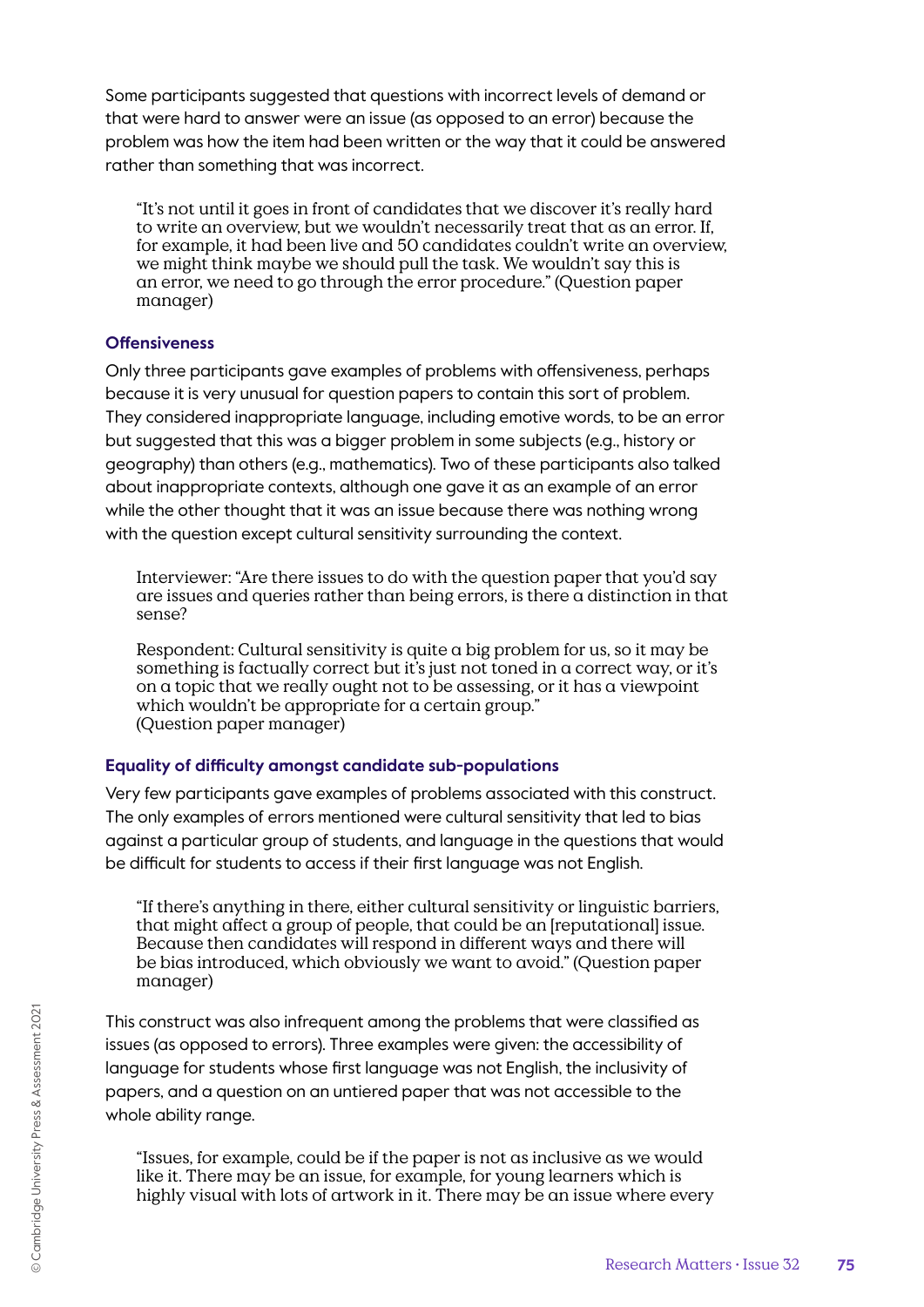Some participants suggested that questions with incorrect levels of demand or that were hard to answer were an issue (as opposed to an error) because the problem was how the item had been written or the way that it could be answered rather than something that was incorrect.

> "It's not until it goes in front of candidates that we discover it's really hard to write an overview, but we wouldn't necessarily treat that as an error. If, for example, it had been live and 50 candidates couldn't write an overview, we might think maybe we should pull the task. We wouldn't say this is an error, we need to go through the error procedure." (Question paper manager)

### Offensiveness

Only three participants gave examples of problems with offensiveness, perhaps because it is very unusual for question papers to contain this sort of problem. They considered inappropriate language, including emotive words, to be an error but suggested that this was a bigger problem in some subjects (e.g., history or geography) than others (e.g., mathematics). Two of these participants also talked about inappropriate contexts, although one gave it as an example of an error while the other thought that it was an issue because there was nothing wrong with the question except cultural sensitivity surrounding the context.

> Interviewer: "Are there issues to do with the question paper that you'd say are issues and queries rather than being errors, is there a distinction in that sense?
>
> Respondent: Cultural sensitivity is quite a big problem for us, so it may be something is factually correct but it's just not toned in a correct way, or it's on a topic that we really ought not to be assessing, or it has a viewpoint which wouldn't be appropriate for a certain group." (Question paper manager)

### Equality of difficulty amongst candidate sub-populations

Very few participants gave examples of problems associated with this construct. The only examples of errors mentioned were cultural sensitivity that led to bias against a particular group of students, and language in the questions that would be difficult for students to access if their first language was not English.

> "If there's anything in there, either cultural sensitivity or linguistic barriers, that might affect a group of people, that could be an [reputational] issue. Because then candidates will respond in different ways and there will be bias introduced, which obviously we want to avoid." (Question paper manager)

This construct was also infrequent among the problems that were classified as issues (as opposed to errors). Three examples were given: the accessibility of language for students whose first language was not English, the inclusivity of papers, and a question on an untiered paper that was not accessible to the whole ability range.

> "Issues, for example, could be if the paper is not as inclusive as we would like it. There may be an issue, for example, for young learners which is highly visual with lots of artwork in it. There may be an issue where every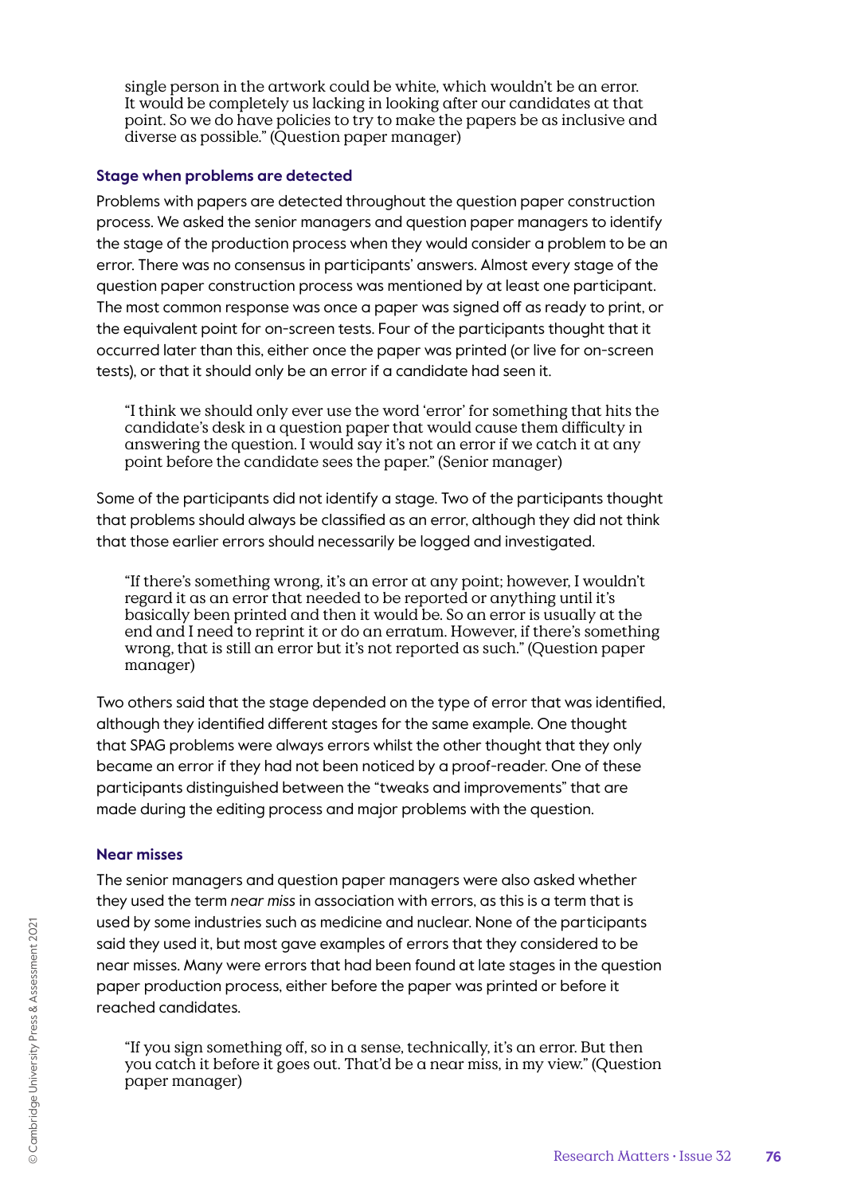> single person in the artwork could be white, which wouldn't be an error. It would be completely us lacking in looking after our candidates at that point. So we do have policies to try to make the papers be as inclusive and diverse as possible." (Question paper manager)

### Stage when problems are detected

Problems with papers are detected throughout the question paper construction process. We asked the senior managers and question paper managers to identify the stage of the production process when they would consider a problem to be an error. There was no consensus in participants' answers. Almost every stage of the question paper construction process was mentioned by at least one participant. The most common response was once a paper was signed off as ready to print, or the equivalent point for on-screen tests. Four of the participants thought that it occurred later than this, either once the paper was printed (or live for on-screen tests), or that it should only be an error if a candidate had seen it.

> "I think we should only ever use the word 'error' for something that hits the candidate's desk in a question paper that would cause them difficulty in answering the question. I would say it's not an error if we catch it at any point before the candidate sees the paper." (Senior manager)

Some of the participants did not identify a stage. Two of the participants thought that problems should always be classified as an error, although they did not think that those earlier errors should necessarily be logged and investigated.

> "If there's something wrong, it's an error at any point; however, I wouldn't regard it as an error that needed to be reported or anything until it's basically been printed and then it would be. So an error is usually at the end and I need to reprint it or do an erratum. However, if there's something wrong, that is still an error but it's not reported as such." (Question paper manager)

Two others said that the stage depended on the type of error that was identified, although they identified different stages for the same example. One thought that SPAG problems were always errors whilst the other thought that they only became an error if they had not been noticed by a proof-reader. One of these participants distinguished between the "tweaks and improvements" that are made during the editing process and major problems with the question.

### Near misses

The senior managers and question paper managers were also asked whether they used the term *near miss* in association with errors, as this is a term that is used by some industries such as medicine and nuclear. None of the participants said they used it, but most gave examples of errors that they considered to be near misses. Many were errors that had been found at late stages in the question paper production process, either before the paper was printed or before it reached candidates.

> "If you sign something off, so in a sense, technically, it's an error. But then you catch it before it goes out. That'd be a near miss, in my view." (Question paper manager)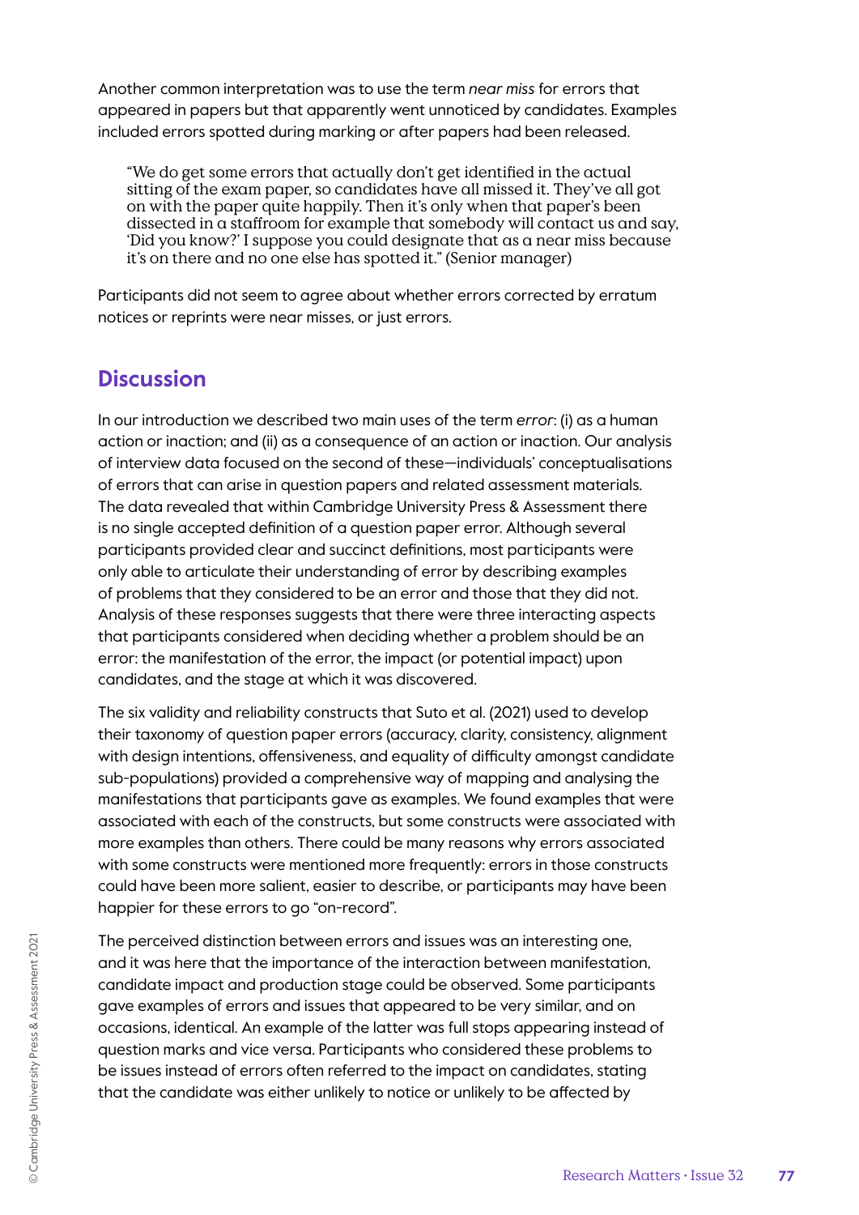Another common interpretation was to use the term *near miss* for errors that appeared in papers but that apparently went unnoticed by candidates. Examples included errors spotted during marking or after papers had been released.

> "We do get some errors that actually don't get identified in the actual sitting of the exam paper, so candidates have all missed it. They've all got on with the paper quite happily. Then it's only when that paper's been dissected in a staffroom for example that somebody will contact us and say, 'Did you know?' I suppose you could designate that as a near miss because it's on there and no one else has spotted it." (Senior manager)

Participants did not seem to agree about whether errors corrected by erratum notices or reprints were near misses, or just errors.

## Discussion

In our introduction we described two main uses of the term *error*: (i) as a human action or inaction; and (ii) as a consequence of an action or inaction. Our analysis of interview data focused on the second of these—individuals' conceptualisations of errors that can arise in question papers and related assessment materials. The data revealed that within Cambridge University Press & Assessment there is no single accepted definition of a question paper error. Although several participants provided clear and succinct definitions, most participants were only able to articulate their understanding of error by describing examples of problems that they considered to be an error and those that they did not. Analysis of these responses suggests that there were three interacting aspects that participants considered when deciding whether a problem should be an error: the manifestation of the error, the impact (or potential impact) upon candidates, and the stage at which it was discovered.

The six validity and reliability constructs that Suto et al. (2021) used to develop their taxonomy of question paper errors (accuracy, clarity, consistency, alignment with design intentions, offensiveness, and equality of difficulty amongst candidate sub-populations) provided a comprehensive way of mapping and analysing the manifestations that participants gave as examples. We found examples that were associated with each of the constructs, but some constructs were associated with more examples than others. There could be many reasons why errors associated with some constructs were mentioned more frequently: errors in those constructs could have been more salient, easier to describe, or participants may have been happier for these errors to go "on-record".

The perceived distinction between errors and issues was an interesting one, and it was here that the importance of the interaction between manifestation, candidate impact and production stage could be observed. Some participants gave examples of errors and issues that appeared to be very similar, and on occasions, identical. An example of the latter was full stops appearing instead of question marks and vice versa. Participants who considered these problems to be issues instead of errors often referred to the impact on candidates, stating that the candidate was either unlikely to notice or unlikely to be affected by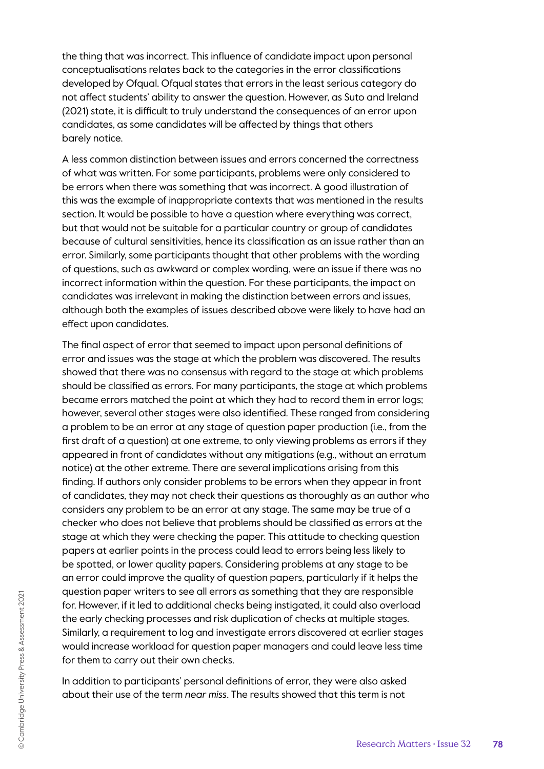the thing that was incorrect. This influence of candidate impact upon personal conceptualisations relates back to the categories in the error classifications developed by Ofqual. Ofqual states that errors in the least serious category do not affect students' ability to answer the question. However, as Suto and Ireland (2021) state, it is difficult to truly understand the consequences of an error upon candidates, as some candidates will be affected by things that others barely notice.

A less common distinction between issues and errors concerned the correctness of what was written. For some participants, problems were only considered to be errors when there was something that was incorrect. A good illustration of this was the example of inappropriate contexts that was mentioned in the results section. It would be possible to have a question where everything was correct, but that would not be suitable for a particular country or group of candidates because of cultural sensitivities, hence its classification as an issue rather than an error. Similarly, some participants thought that other problems with the wording of questions, such as awkward or complex wording, were an issue if there was no incorrect information within the question. For these participants, the impact on candidates was irrelevant in making the distinction between errors and issues, although both the examples of issues described above were likely to have had an effect upon candidates.

The final aspect of error that seemed to impact upon personal definitions of error and issues was the stage at which the problem was discovered. The results showed that there was no consensus with regard to the stage at which problems should be classified as errors. For many participants, the stage at which problems became errors matched the point at which they had to record them in error logs; however, several other stages were also identified. These ranged from considering a problem to be an error at any stage of question paper production (i.e., from the first draft of a question) at one extreme, to only viewing problems as errors if they appeared in front of candidates without any mitigations (e.g., without an erratum notice) at the other extreme. There are several implications arising from this finding. If authors only consider problems to be errors when they appear in front of candidates, they may not check their questions as thoroughly as an author who considers any problem to be an error at any stage. The same may be true of a checker who does not believe that problems should be classified as errors at the stage at which they were checking the paper. This attitude to checking question papers at earlier points in the process could lead to errors being less likely to be spotted, or lower quality papers. Considering problems at any stage to be an error could improve the quality of question papers, particularly if it helps the question paper writers to see all errors as something that they are responsible for. However, if it led to additional checks being instigated, it could also overload the early checking processes and risk duplication of checks at multiple stages. Similarly, a requirement to log and investigate errors discovered at earlier stages would increase workload for question paper managers and could leave less time for them to carry out their own checks.

In addition to participants' personal definitions of error, they were also asked about their use of the term *near miss*. The results showed that this term is not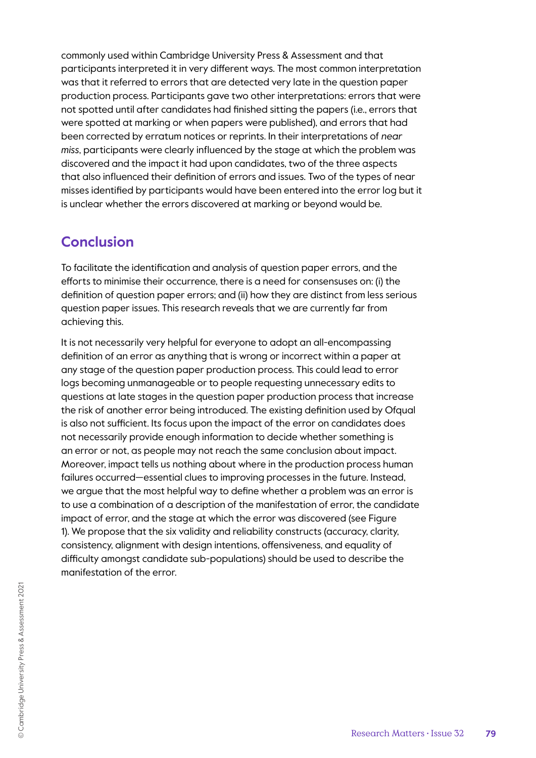commonly used within Cambridge University Press & Assessment and that participants interpreted it in very different ways. The most common interpretation was that it referred to errors that are detected very late in the question paper production process. Participants gave two other interpretations: errors that were not spotted until after candidates had finished sitting the papers (i.e., errors that were spotted at marking or when papers were published), and errors that had been corrected by erratum notices or reprints. In their interpretations of *near miss*, participants were clearly influenced by the stage at which the problem was discovered and the impact it had upon candidates, two of the three aspects that also influenced their definition of errors and issues. Two of the types of near misses identified by participants would have been entered into the error log but it is unclear whether the errors discovered at marking or beyond would be.

## Conclusion

To facilitate the identification and analysis of question paper errors, and the efforts to minimise their occurrence, there is a need for consensuses on: (i) the definition of question paper errors; and (ii) how they are distinct from less serious question paper issues. This research reveals that we are currently far from achieving this.

It is not necessarily very helpful for everyone to adopt an all-encompassing definition of an error as anything that is wrong or incorrect within a paper at any stage of the question paper production process. This could lead to error logs becoming unmanageable or to people requesting unnecessary edits to questions at late stages in the question paper production process that increase the risk of another error being introduced. The existing definition used by Ofqual is also not sufficient. Its focus upon the impact of the error on candidates does not necessarily provide enough information to decide whether something is an error or not, as people may not reach the same conclusion about impact. Moreover, impact tells us nothing about where in the production process human failures occurred—essential clues to improving processes in the future. Instead, we argue that the most helpful way to define whether a problem was an error is to use a combination of a description of the manifestation of error, the candidate impact of error, and the stage at which the error was discovered (see Figure 1). We propose that the six validity and reliability constructs (accuracy, clarity, consistency, alignment with design intentions, offensiveness, and equality of difficulty amongst candidate sub-populations) should be used to describe the manifestation of the error.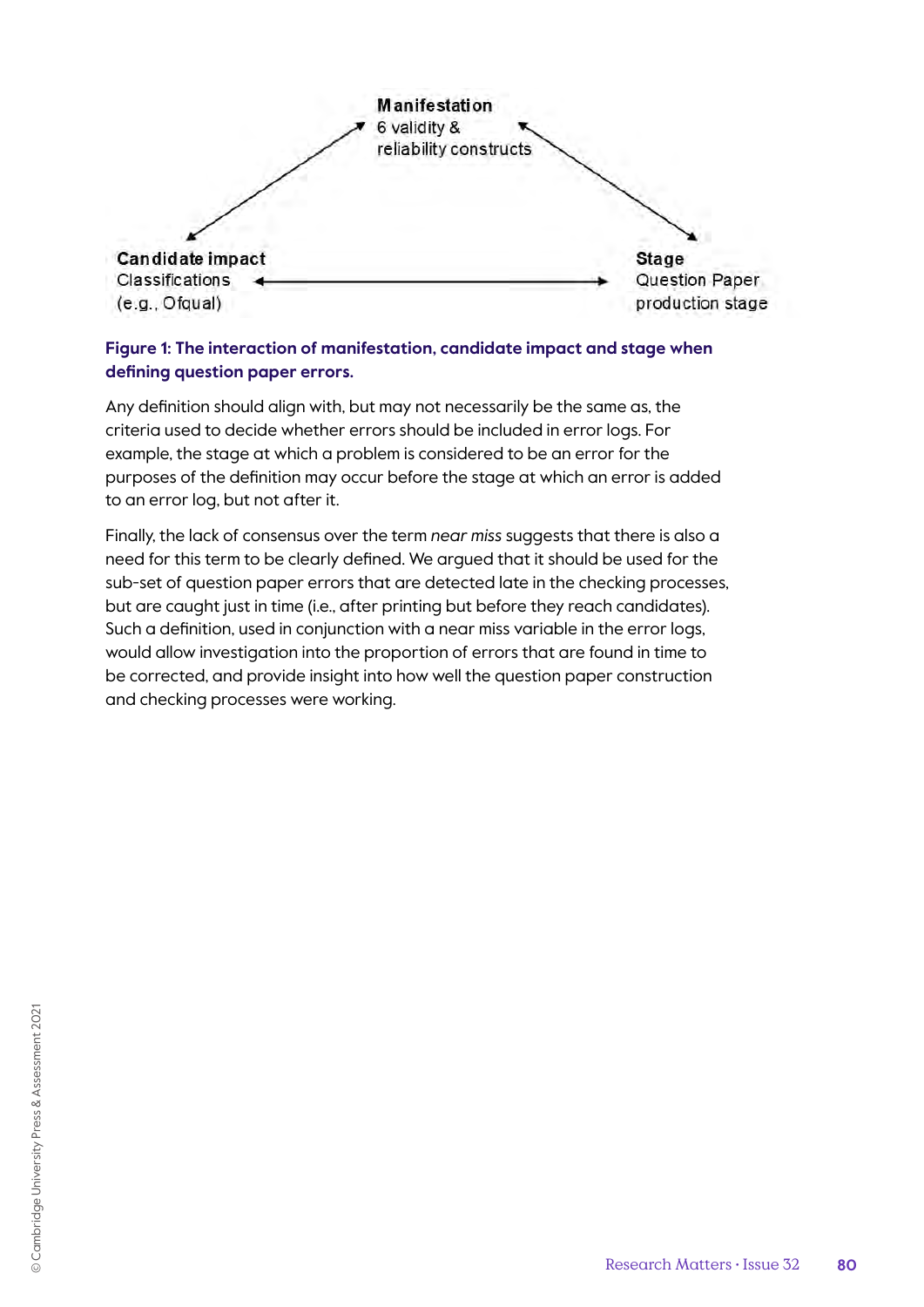**Manifestation**
6 validity &
reliability constructs

**Candidate impact**
Classifications
(e.g., Ofqual)

**Stage**
Question Paper
production stage

**Figure 1: The interaction of manifestation, candidate impact and stage when defining question paper errors.**

Any definition should align with, but may not necessarily be the same as, the criteria used to decide whether errors should be included in error logs. For example, the stage at which a problem is considered to be an error for the purposes of the definition may occur before the stage at which an error is added to an error log, but not after it.

Finally, the lack of consensus over the term *near miss* suggests that there is also a need for this term to be clearly defined. We argued that it should be used for the sub-set of question paper errors that are detected late in the checking processes, but are caught just in time (i.e., after printing but before they reach candidates). Such a definition, used in conjunction with a near miss variable in the error logs, would allow investigation into the proportion of errors that are found in time to be corrected, and provide insight into how well the question paper construction and checking processes were working.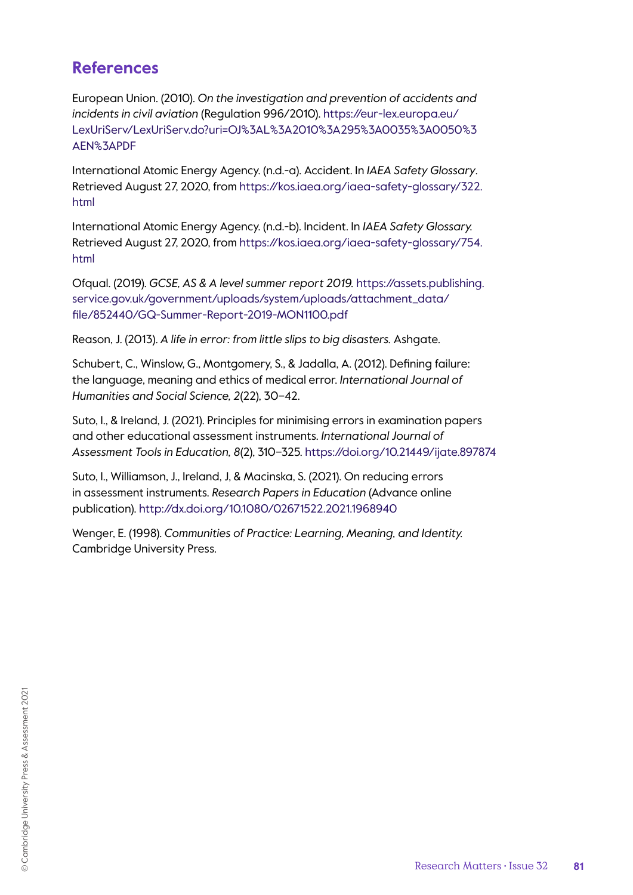## References

European Union. (2010). *On the investigation and prevention of accidents and incidents in civil aviation* (Regulation 996/2010). https://eur-lex.europa.eu/LexUriServ/LexUriServ.do?uri=OJ%3AL%3A2010%3A295%3A0035%3A0050%3AEN%3APDF

International Atomic Energy Agency. (n.d.-a). Accident. In *IAEA Safety Glossary*. Retrieved August 27, 2020, from https://kos.iaea.org/iaea-safety-glossary/322.html

International Atomic Energy Agency. (n.d.-b). Incident. In *IAEA Safety Glossary.* Retrieved August 27, 2020, from https://kos.iaea.org/iaea-safety-glossary/754.html

Ofqual. (2019). *GCSE, AS & A level summer report 2019.* https://assets.publishing.service.gov.uk/government/uploads/system/uploads/attachment_data/file/852440/GQ-Summer-Report-2019-MON1100.pdf

Reason, J. (2013). *A life in error: from little slips to big disasters.* Ashgate.

Schubert, C., Winslow, G., Montgomery, S., & Jadalla, A. (2012). Defining failure: the language, meaning and ethics of medical error. *International Journal of Humanities and Social Science, 2*(22), 30–42.

Suto, I., & Ireland, J. (2021). Principles for minimising errors in examination papers and other educational assessment instruments. *International Journal of Assessment Tools in Education, 8*(2), 310–325. https://doi.org/10.21449/ijate.897874

Suto, I., Williamson, J., Ireland, J, & Macinska, S. (2021). On reducing errors in assessment instruments. *Research Papers in Education* (Advance online publication). http://dx.doi.org/10.1080/02671522.2021.1968940

Wenger, E. (1998). *Communities of Practice: Learning, Meaning, and Identity.* Cambridge University Press.